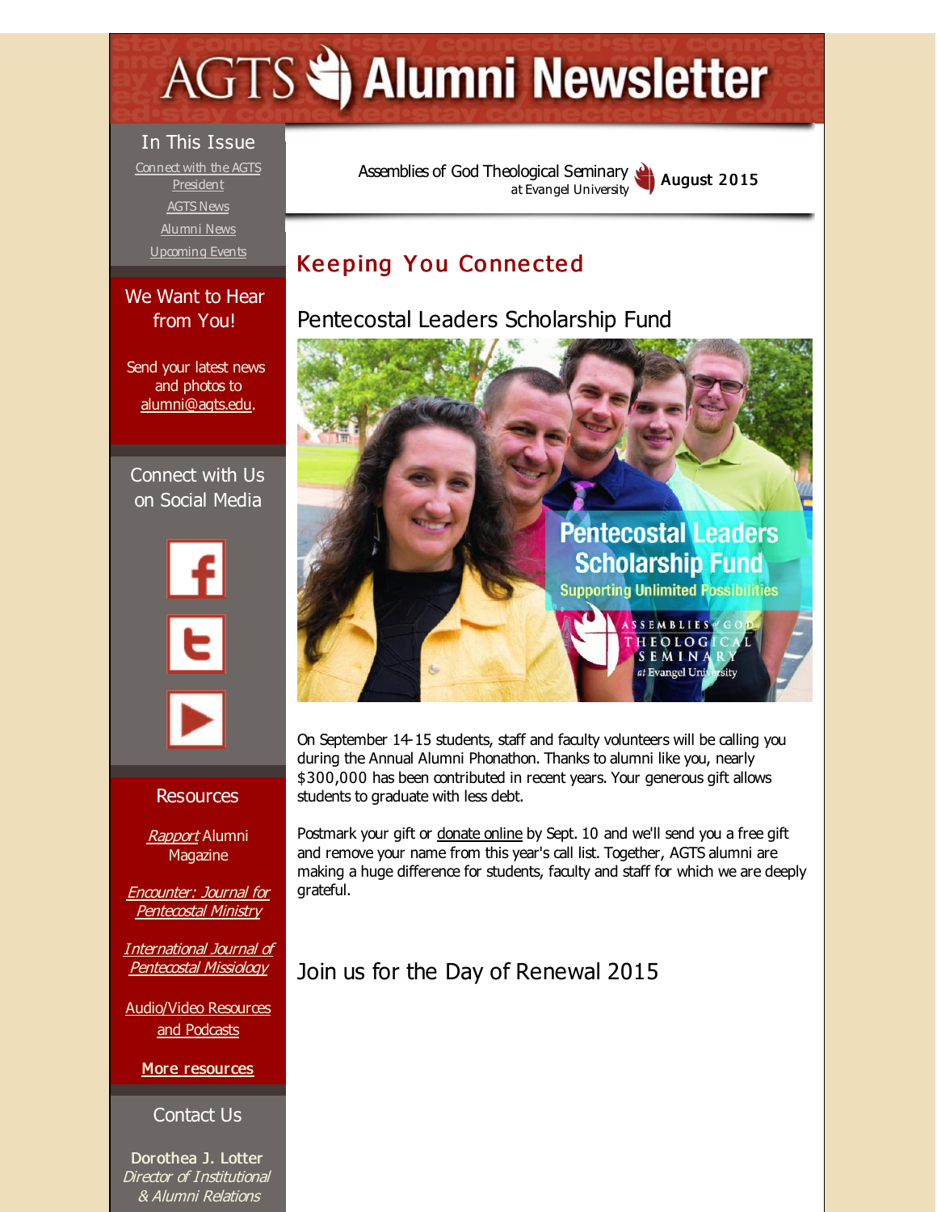# AGTS Alumni Newsletter

## In This Issue

Connect with the AGTS President

AGTS News

Alumni News

Upcoming Events

## We Want to Hear from You!

Send your latest news and photos to alumni@agts.edu.

## Connect with Us on Social Media

## Resources

*Rapport* Alumni Magazine

*Encounter: Journal for Pentecostal Ministry*

*International Journal of Pentecostal Missiology*

Audio/Video Resources and Podcasts

**More resources**

## Contact Us

**Dorothea J. Lotter**
*Director of Institutional & Alumni Relations*

Assemblies of God Theological Seminary
at Evangel University

**August 2015**

## Keeping You Connected

### Pentecostal Leaders Scholarship Fund

On September 14-15 students, staff and faculty volunteers will be calling you during the Annual Alumni Phonathon. Thanks to alumni like you, nearly $300,000 has been contributed in recent years. Your generous gift allows students to graduate with less debt.

Postmark your gift or donate online by Sept. 10 and we'll send you a free gift and remove your name from this year's call list. Together, AGTS alumni are making a huge difference for students, faculty and staff for which we are deeply grateful.

### Join us for the Day of Renewal 2015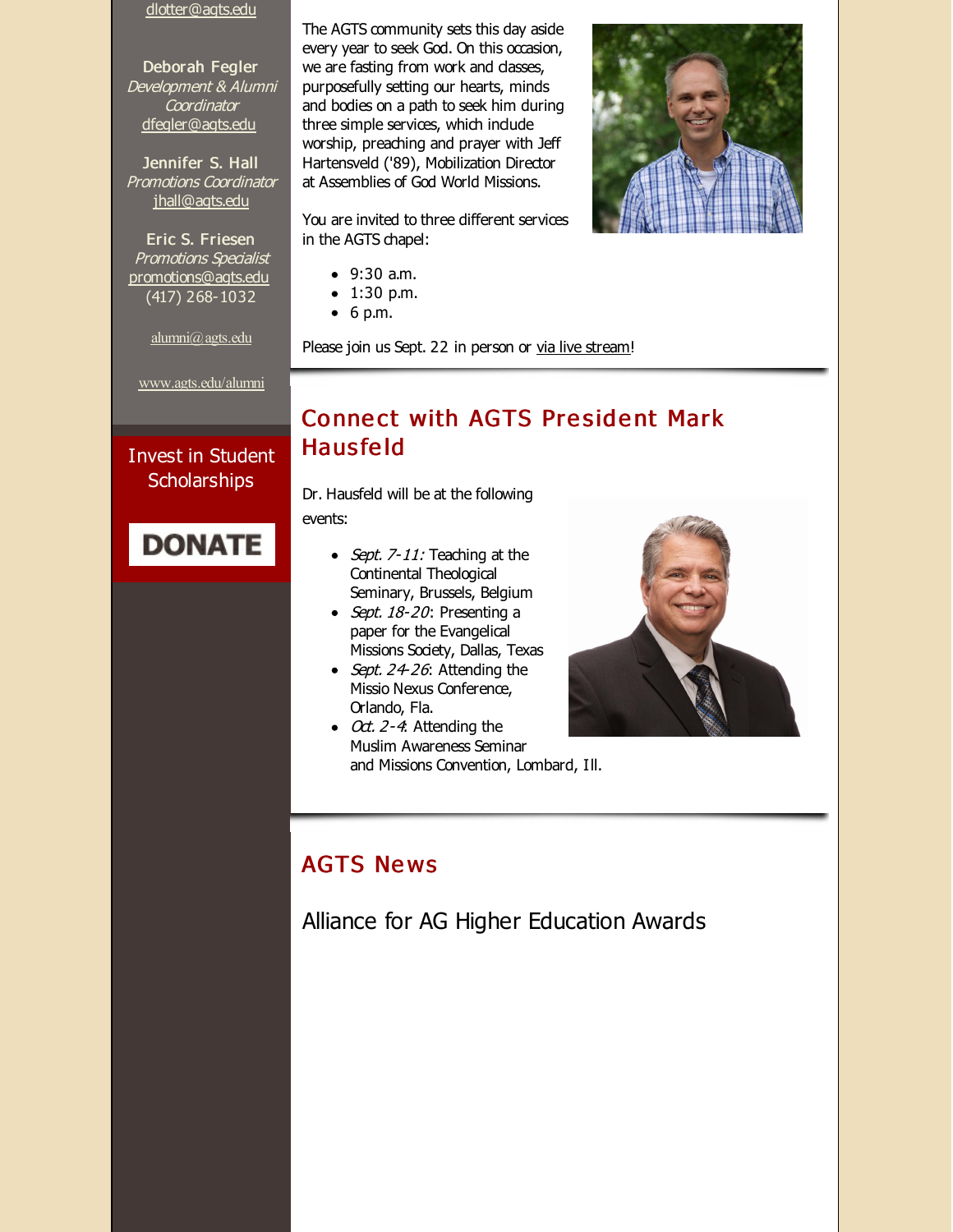dlotter@agts.edu

**Deborah Fegler**
*Development & Alumni Coordinator*
dfegler@agts.edu

**Jennifer S. Hall**
*Promotions Coordinator*
jhall@agts.edu

**Eric S. Friesen**
*Promotions Specialist*
promotions@agts.edu
(417) 268-1032

alumni@agts.edu

www.agts.edu/alumni

Invest in Student Scholarships

DONATE

The AGTS community sets this day aside every year to seek God. On this occasion, we are fasting from work and classes, purposefully setting our hearts, minds and bodies on a path to seek him during three simple services, which include worship, preaching and prayer with Jeff Hartensveld ('89), Mobilization Director at Assemblies of God World Missions.

You are invited to three different services in the AGTS chapel:

- 9:30 a.m.
- 1:30 p.m.
- 6 p.m.

Please join us Sept. 22 in person or via live stream!

## Connect with AGTS President Mark Hausfeld

Dr. Hausfeld will be at the following events:

- *Sept. 7-11:* Teaching at the Continental Theological Seminary, Brussels, Belgium
- *Sept. 18-20*: Presenting a paper for the Evangelical Missions Society, Dallas, Texas
- *Sept. 24-26*: Attending the Missio Nexus Conference, Orlando, Fla.
- *Oct. 2-4*: Attending the Muslim Awareness Seminar and Missions Convention, Lombard, Ill.

## AGTS News

### Alliance for AG Higher Education Awards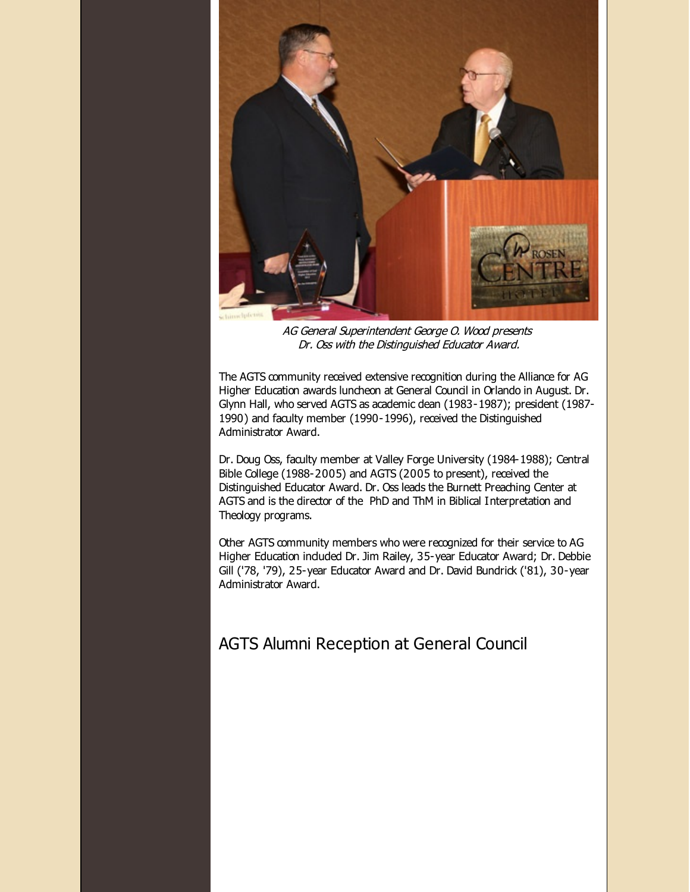*AG General Superintendent George O. Wood presents Dr. Oss with the Distinguished Educator Award.*

The AGTS community received extensive recognition during the Alliance for AG Higher Education awards luncheon at General Council in Orlando in August. Dr. Glynn Hall, who served AGTS as academic dean (1983-1987); president (1987-1990) and faculty member (1990-1996), received the Distinguished Administrator Award.

Dr. Doug Oss, faculty member at Valley Forge University (1984-1988); Central Bible College (1988-2005) and AGTS (2005 to present), received the Distinguished Educator Award. Dr. Oss leads the Burnett Preaching Center at AGTS and is the director of the PhD and ThM in Biblical Interpretation and Theology programs.

Other AGTS community members who were recognized for their service to AG Higher Education included Dr. Jim Railey, 35-year Educator Award; Dr. Debbie Gill ('78, '79), 25-year Educator Award and Dr. David Bundrick ('81), 30-year Administrator Award.

## AGTS Alumni Reception at General Council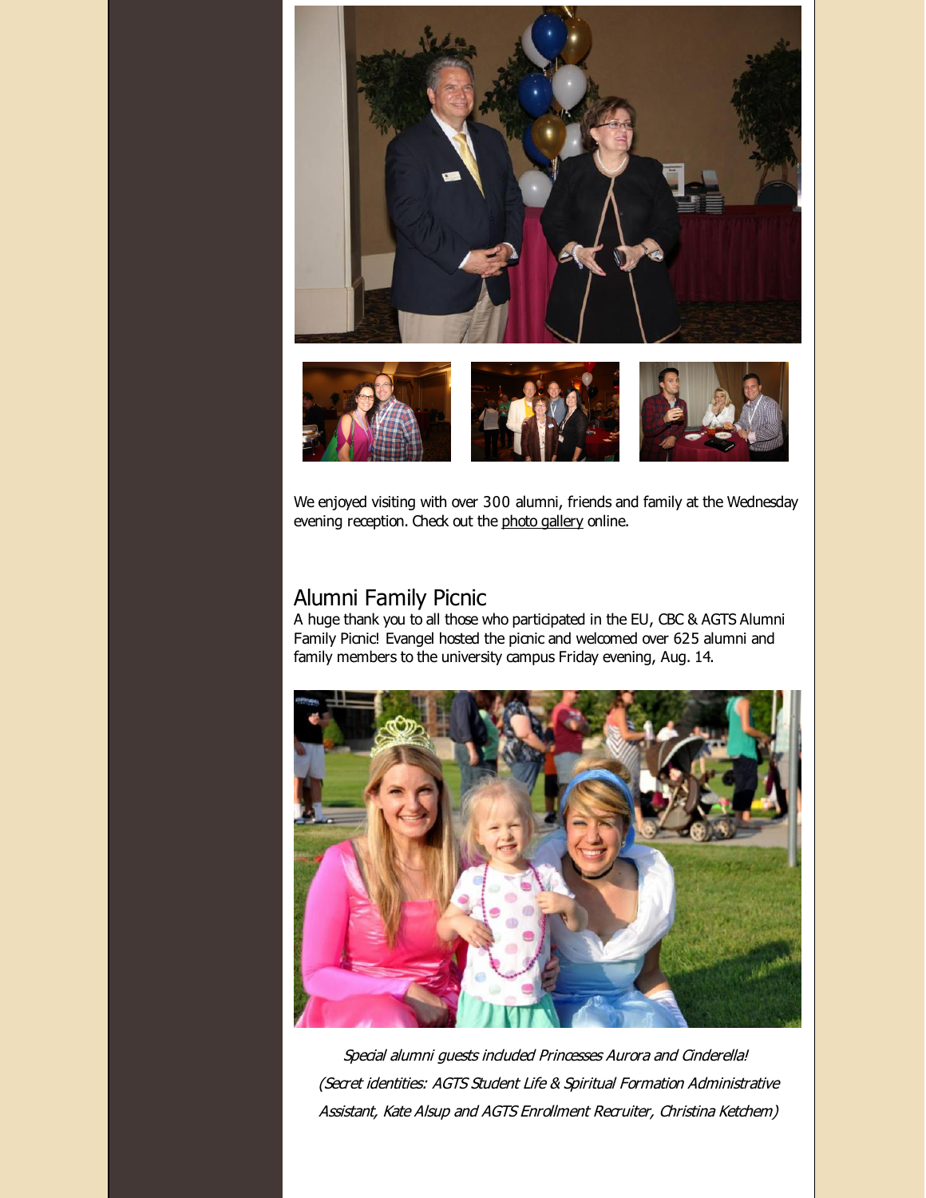We enjoyed visiting with over 300 alumni, friends and family at the Wednesday evening reception. Check out the photo gallery online.

## Alumni Family Picnic

A huge thank you to all those who participated in the EU, CBC & AGTS Alumni Family Picnic! Evangel hosted the picnic and welcomed over 625 alumni and family members to the university campus Friday evening, Aug. 14.

*Special alumni guests included Princesses Aurora and Cinderella! (Secret identities: AGTS Student Life & Spiritual Formation Administrative Assistant, Kate Alsup and AGTS Enrollment Recruiter, Christina Ketchem)*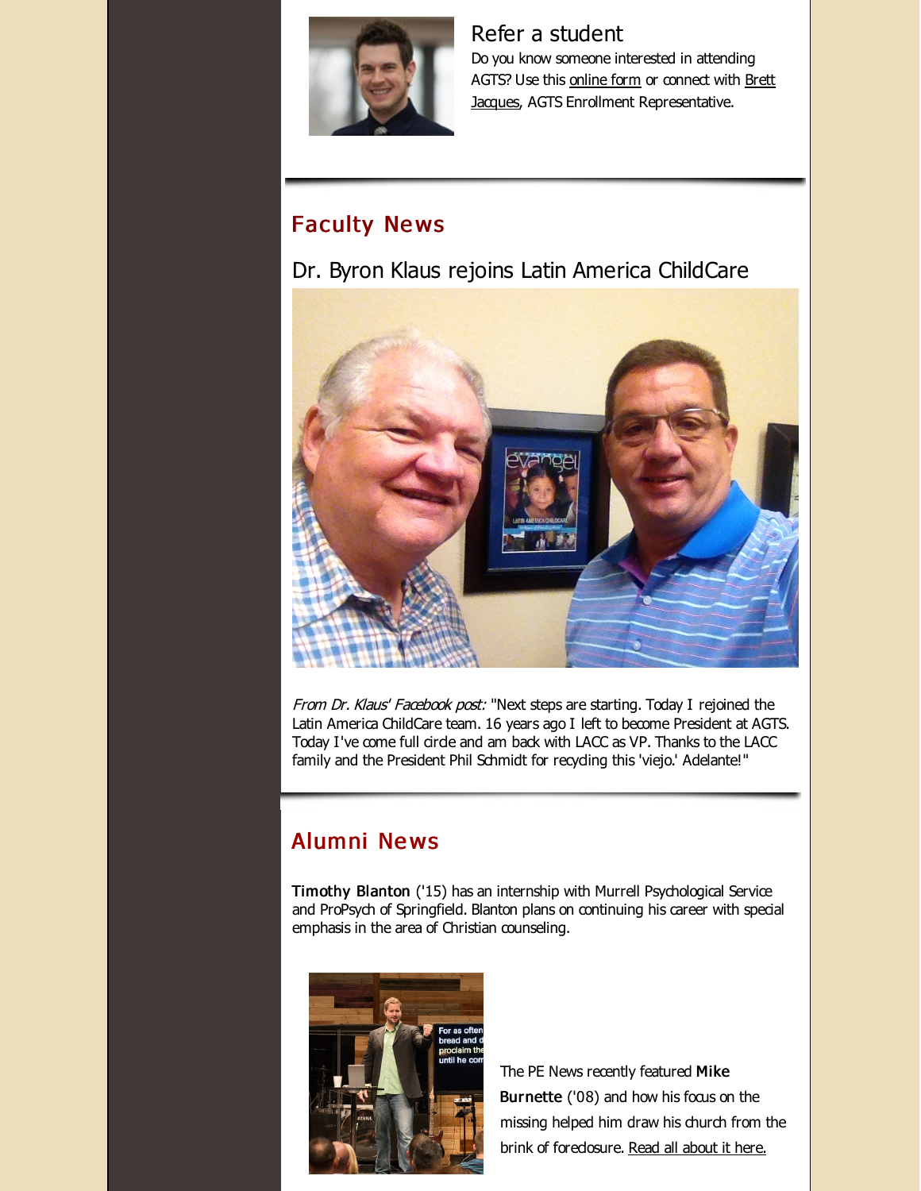## Refer a student

Do you know someone interested in attending AGTS? Use this online form or connect with Brett Jacques, AGTS Enrollment Representative.

# Faculty News

## Dr. Byron Klaus rejoins Latin America ChildCare

*From Dr. Klaus' Facebook post:* "Next steps are starting. Today I rejoined the Latin America ChildCare team. 16 years ago I left to become President at AGTS. Today I've come full circle and am back with LACC as VP. Thanks to the LACC family and the President Phil Schmidt for recycling this 'viejo.' Adelante!"

# Alumni News

**Timothy Blanton** ('15) has an internship with Murrell Psychological Service and ProPsych of Springfield. Blanton plans on continuing his career with special emphasis in the area of Christian counseling.

The PE News recently featured **Mike Burnette** ('08) and how his focus on the missing helped him draw his church from the brink of foreclosure. Read all about it here.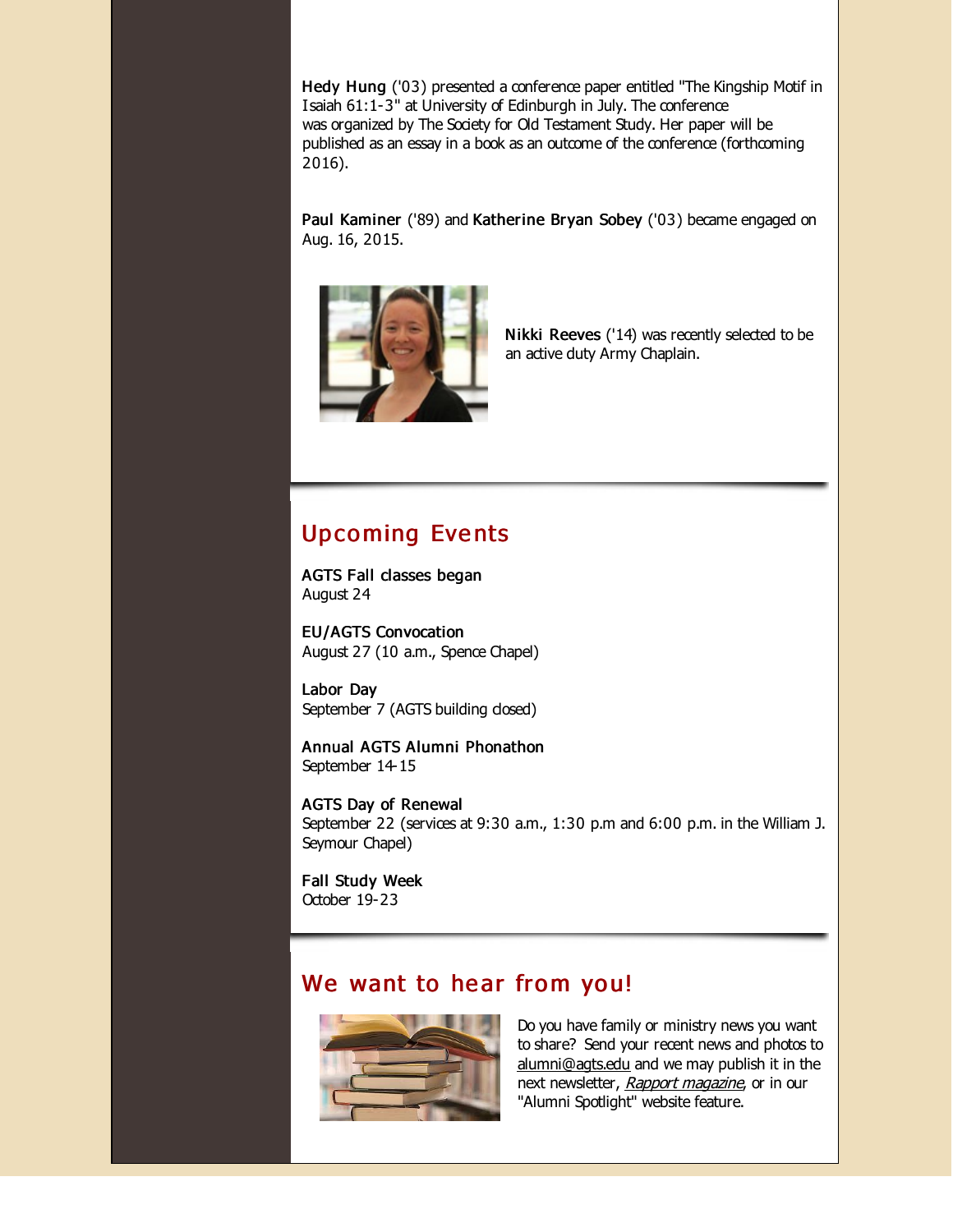**Hedy Hung** ('03) presented a conference paper entitled "The Kingship Motif in Isaiah 61:1-3" at University of Edinburgh in July. The conference was organized by The Society for Old Testament Study. Her paper will be published as an essay in a book as an outcome of the conference (forthcoming 2016).

**Paul Kaminer** ('89) and **Katherine Bryan Sobey** ('03) became engaged on Aug. 16, 2015.

**Nikki Reeves** ('14) was recently selected to be an active duty Army Chaplain.

## Upcoming Events

**AGTS Fall classes began**
August 24

**EU/AGTS Convocation**
August 27 (10 a.m., Spence Chapel)

**Labor Day**
September 7 (AGTS building closed)

**Annual AGTS Alumni Phonathon**
September 14-15

**AGTS Day of Renewal**
September 22 (services at 9:30 a.m., 1:30 p.m and 6:00 p.m. in the William J. Seymour Chapel)

**Fall Study Week**
October 19-23

## We want to hear from you!

Do you have family or ministry news you want to share? Send your recent news and photos to alumni@agts.edu and we may publish it in the next newsletter, *Rapport magazine*, or in our "Alumni Spotlight" website feature.